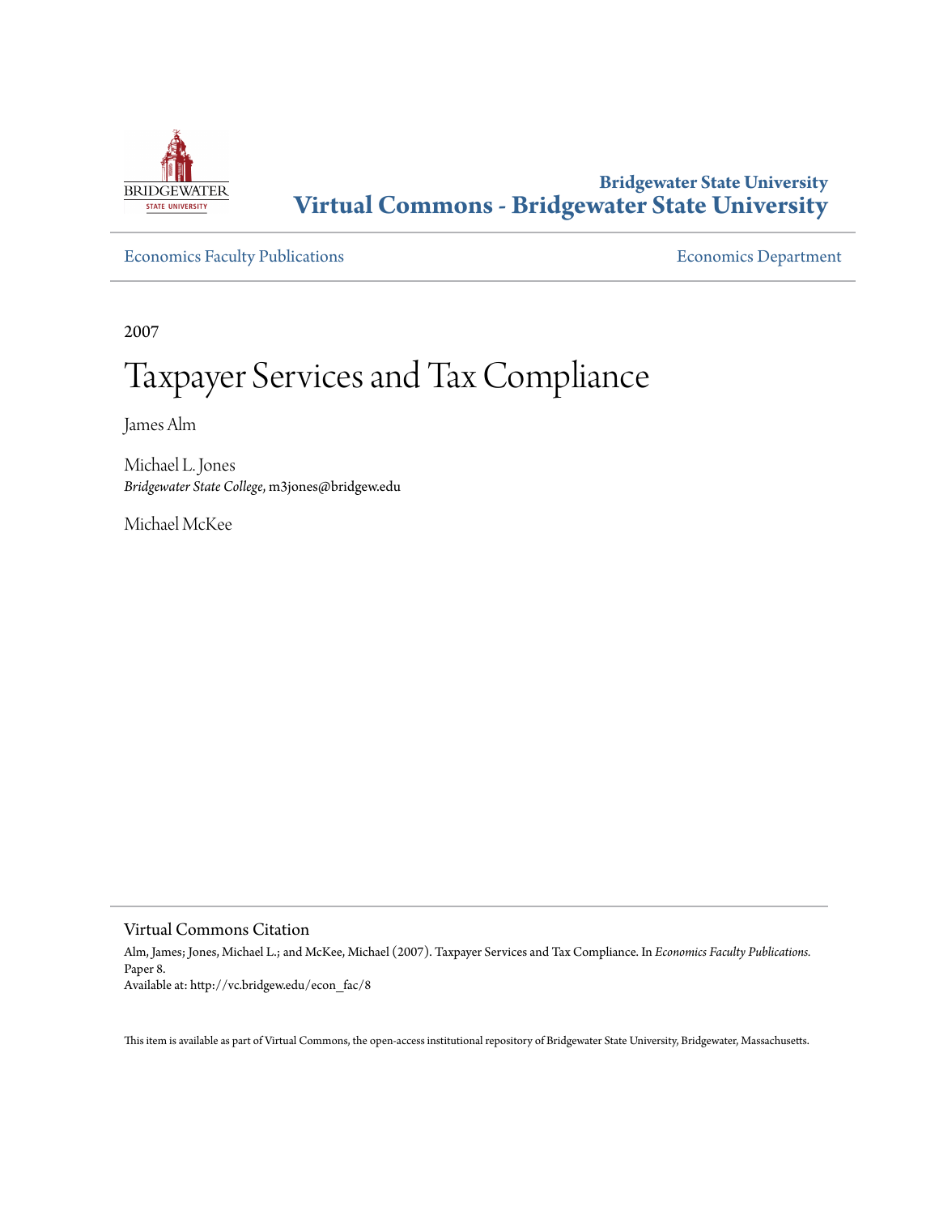**Bridgewater State University**
**Virtual Commons - Bridgewater State University**

Economics Faculty Publications | Economics Department

2007

# Taxpayer Services and Tax Compliance

James Alm

Michael L. Jones
*Bridgewater State College*, m3jones@bridgew.edu

Michael McKee

## Virtual Commons Citation

Alm, James; Jones, Michael L.; and McKee, Michael (2007). Taxpayer Services and Tax Compliance. In *Economics Faculty Publications.* Paper 8.
Available at: http://vc.bridgew.edu/econ_fac/8

This item is available as part of Virtual Commons, the open-access institutional repository of Bridgewater State University, Bridgewater, Massachusetts.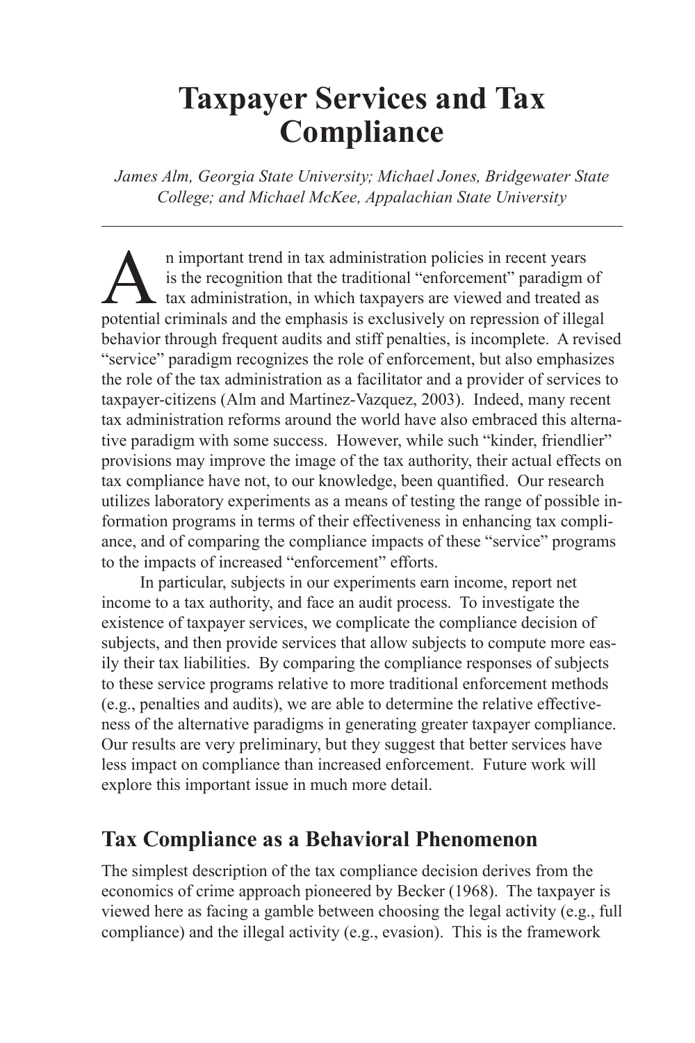# Taxpayer Services and Tax Compliance

*James Alm, Georgia State University; Michael Jones, Bridgewater State College; and Michael McKee, Appalachian State University*

---

An important trend in tax administration policies in recent years is the recognition that the traditional "enforcement" paradigm of tax administration, in which taxpayers are viewed and treated as potential criminals and the emphasis is exclusively on repression of illegal behavior through frequent audits and stiff penalties, is incomplete. A revised "service" paradigm recognizes the role of enforcement, but also emphasizes the role of the tax administration as a facilitator and a provider of services to taxpayer-citizens (Alm and Martinez-Vazquez, 2003). Indeed, many recent tax administration reforms around the world have also embraced this alternative paradigm with some success. However, while such "kinder, friendlier" provisions may improve the image of the tax authority, their actual effects on tax compliance have not, to our knowledge, been quantified. Our research utilizes laboratory experiments as a means of testing the range of possible information programs in terms of their effectiveness in enhancing tax compliance, and of comparing the compliance impacts of these "service" programs to the impacts of increased "enforcement" efforts.

In particular, subjects in our experiments earn income, report net income to a tax authority, and face an audit process. To investigate the existence of taxpayer services, we complicate the compliance decision of subjects, and then provide services that allow subjects to compute more easily their tax liabilities. By comparing the compliance responses of subjects to these service programs relative to more traditional enforcement methods (e.g., penalties and audits), we are able to determine the relative effectiveness of the alternative paradigms in generating greater taxpayer compliance. Our results are very preliminary, but they suggest that better services have less impact on compliance than increased enforcement. Future work will explore this important issue in much more detail.

## Tax Compliance as a Behavioral Phenomenon

The simplest description of the tax compliance decision derives from the economics of crime approach pioneered by Becker (1968). The taxpayer is viewed here as facing a gamble between choosing the legal activity (e.g., full compliance) and the illegal activity (e.g., evasion). This is the framework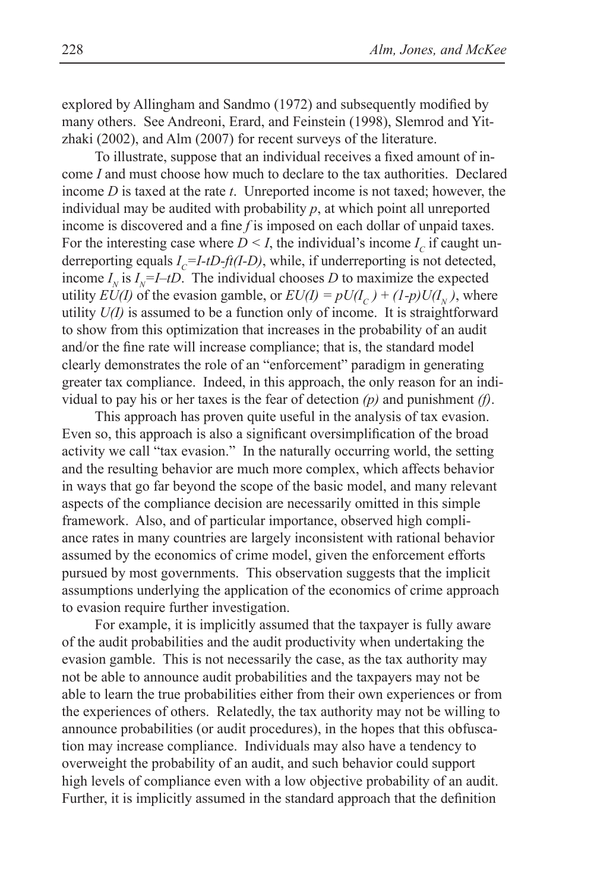explored by Allingham and Sandmo (1972) and subsequently modified by many others. See Andreoni, Erard, and Feinstein (1998), Slemrod and Yitzhaki (2002), and Alm (2007) for recent surveys of the literature.

To illustrate, suppose that an individual receives a fixed amount of income $I$ and must choose how much to declare to the tax authorities. Declared income $D$ is taxed at the rate $t$. Unreported income is not taxed; however, the individual may be audited with probability $p$, at which point all unreported income is discovered and a fine $f$ is imposed on each dollar of unpaid taxes. For the interesting case where $D < I$, the individual's income $I_C$ if caught underreporting equals $I_C = I - tD - ft(I-D)$, while, if underreporting is not detected, income $I_N$ is $I_N = I - tD$. The individual chooses $D$ to maximize the expected utility $EU(I)$ of the evasion gamble, or $EU(I) = pU(I_C) + (1-p)U(I_N)$, where utility $U(I)$ is assumed to be a function only of income. It is straightforward to show from this optimization that increases in the probability of an audit and/or the fine rate will increase compliance; that is, the standard model clearly demonstrates the role of an "enforcement" paradigm in generating greater tax compliance. Indeed, in this approach, the only reason for an individual to pay his or her taxes is the fear of detection *(p)* and punishment *(f)*.

This approach has proven quite useful in the analysis of tax evasion. Even so, this approach is also a significant oversimplification of the broad activity we call "tax evasion." In the naturally occurring world, the setting and the resulting behavior are much more complex, which affects behavior in ways that go far beyond the scope of the basic model, and many relevant aspects of the compliance decision are necessarily omitted in this simple framework. Also, and of particular importance, observed high compliance rates in many countries are largely inconsistent with rational behavior assumed by the economics of crime model, given the enforcement efforts pursued by most governments. This observation suggests that the implicit assumptions underlying the application of the economics of crime approach to evasion require further investigation.

For example, it is implicitly assumed that the taxpayer is fully aware of the audit probabilities and the audit productivity when undertaking the evasion gamble. This is not necessarily the case, as the tax authority may not be able to announce audit probabilities and the taxpayers may not be able to learn the true probabilities either from their own experiences or from the experiences of others. Relatedly, the tax authority may not be willing to announce probabilities (or audit procedures), in the hopes that this obfuscation may increase compliance. Individuals may also have a tendency to overweight the probability of an audit, and such behavior could support high levels of compliance even with a low objective probability of an audit. Further, it is implicitly assumed in the standard approach that the definition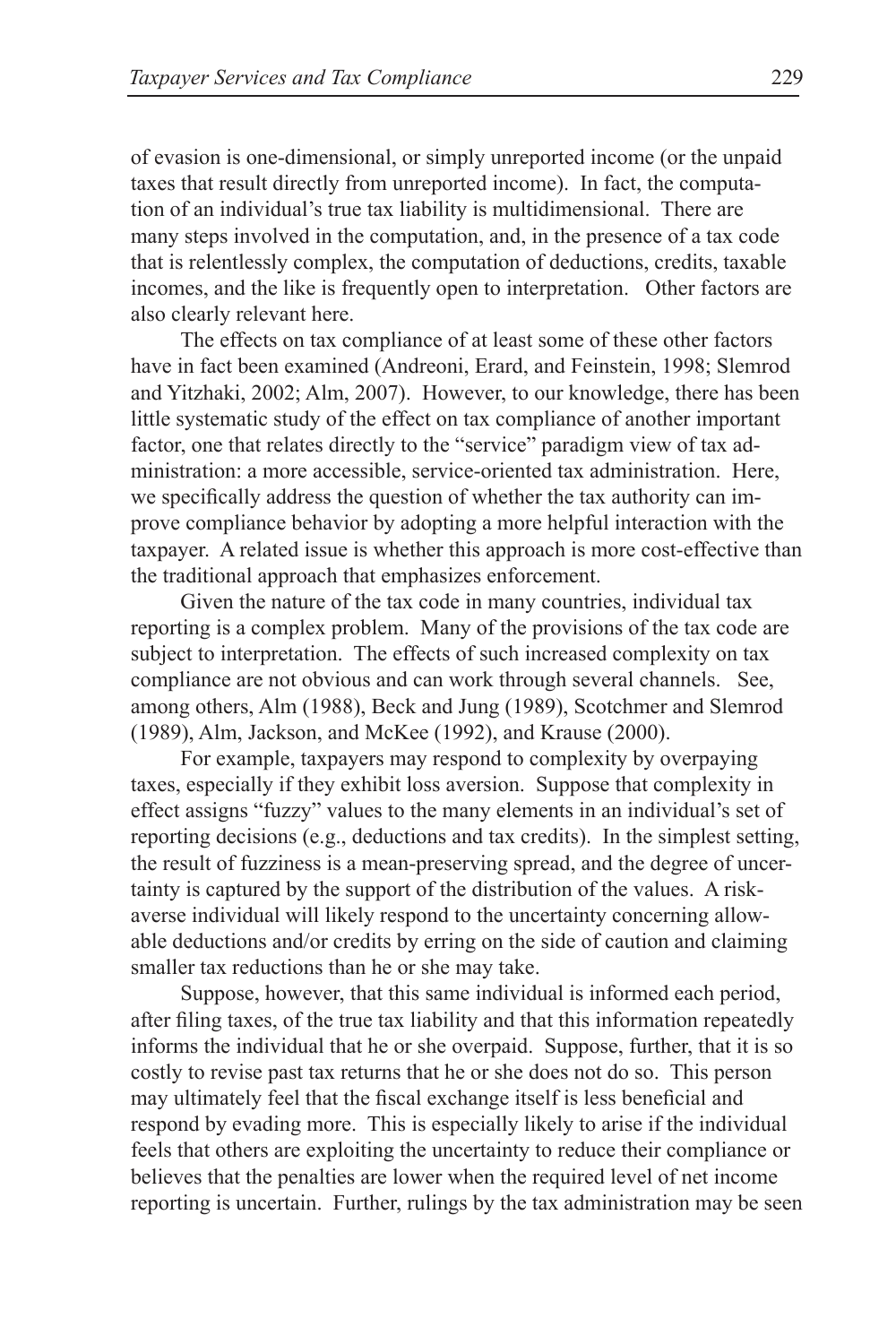of evasion is one-dimensional, or simply unreported income (or the unpaid taxes that result directly from unreported income). In fact, the computation of an individual's true tax liability is multidimensional. There are many steps involved in the computation, and, in the presence of a tax code that is relentlessly complex, the computation of deductions, credits, taxable incomes, and the like is frequently open to interpretation. Other factors are also clearly relevant here.

The effects on tax compliance of at least some of these other factors have in fact been examined (Andreoni, Erard, and Feinstein, 1998; Slemrod and Yitzhaki, 2002; Alm, 2007). However, to our knowledge, there has been little systematic study of the effect on tax compliance of another important factor, one that relates directly to the "service" paradigm view of tax administration: a more accessible, service-oriented tax administration. Here, we specifically address the question of whether the tax authority can improve compliance behavior by adopting a more helpful interaction with the taxpayer. A related issue is whether this approach is more cost-effective than the traditional approach that emphasizes enforcement.

Given the nature of the tax code in many countries, individual tax reporting is a complex problem. Many of the provisions of the tax code are subject to interpretation. The effects of such increased complexity on tax compliance are not obvious and can work through several channels. See, among others, Alm (1988), Beck and Jung (1989), Scotchmer and Slemrod (1989), Alm, Jackson, and McKee (1992), and Krause (2000).

For example, taxpayers may respond to complexity by overpaying taxes, especially if they exhibit loss aversion. Suppose that complexity in effect assigns "fuzzy" values to the many elements in an individual's set of reporting decisions (e.g., deductions and tax credits). In the simplest setting, the result of fuzziness is a mean-preserving spread, and the degree of uncertainty is captured by the support of the distribution of the values. A risk-averse individual will likely respond to the uncertainty concerning allowable deductions and/or credits by erring on the side of caution and claiming smaller tax reductions than he or she may take.

Suppose, however, that this same individual is informed each period, after filing taxes, of the true tax liability and that this information repeatedly informs the individual that he or she overpaid. Suppose, further, that it is so costly to revise past tax returns that he or she does not do so. This person may ultimately feel that the fiscal exchange itself is less beneficial and respond by evading more. This is especially likely to arise if the individual feels that others are exploiting the uncertainty to reduce their compliance or believes that the penalties are lower when the required level of net income reporting is uncertain. Further, rulings by the tax administration may be seen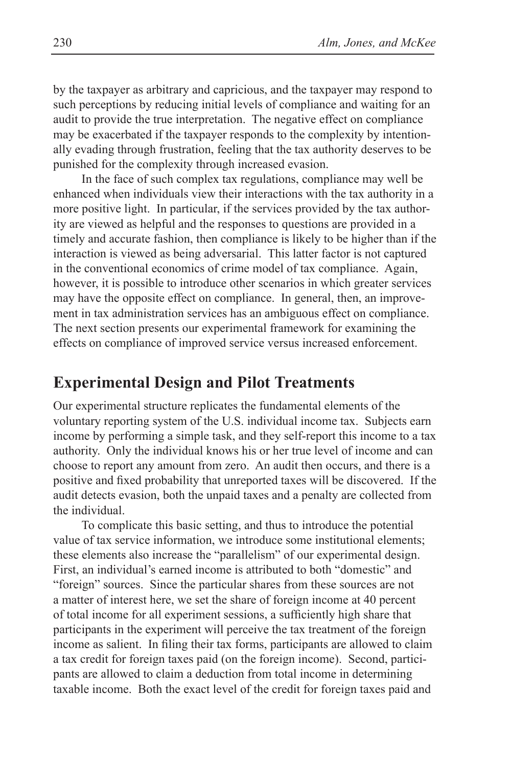by the taxpayer as arbitrary and capricious, and the taxpayer may respond to such perceptions by reducing initial levels of compliance and waiting for an audit to provide the true interpretation. The negative effect on compliance may be exacerbated if the taxpayer responds to the complexity by intentionally evading through frustration, feeling that the tax authority deserves to be punished for the complexity through increased evasion.

In the face of such complex tax regulations, compliance may well be enhanced when individuals view their interactions with the tax authority in a more positive light. In particular, if the services provided by the tax authority are viewed as helpful and the responses to questions are provided in a timely and accurate fashion, then compliance is likely to be higher than if the interaction is viewed as being adversarial. This latter factor is not captured in the conventional economics of crime model of tax compliance. Again, however, it is possible to introduce other scenarios in which greater services may have the opposite effect on compliance. In general, then, an improvement in tax administration services has an ambiguous effect on compliance. The next section presents our experimental framework for examining the effects on compliance of improved service versus increased enforcement.

## Experimental Design and Pilot Treatments

Our experimental structure replicates the fundamental elements of the voluntary reporting system of the U.S. individual income tax. Subjects earn income by performing a simple task, and they self-report this income to a tax authority. Only the individual knows his or her true level of income and can choose to report any amount from zero. An audit then occurs, and there is a positive and fixed probability that unreported taxes will be discovered. If the audit detects evasion, both the unpaid taxes and a penalty are collected from the individual.

To complicate this basic setting, and thus to introduce the potential value of tax service information, we introduce some institutional elements; these elements also increase the "parallelism" of our experimental design. First, an individual's earned income is attributed to both "domestic" and "foreign" sources. Since the particular shares from these sources are not a matter of interest here, we set the share of foreign income at 40 percent of total income for all experiment sessions, a sufficiently high share that participants in the experiment will perceive the tax treatment of the foreign income as salient. In filing their tax forms, participants are allowed to claim a tax credit for foreign taxes paid (on the foreign income). Second, participants are allowed to claim a deduction from total income in determining taxable income. Both the exact level of the credit for foreign taxes paid and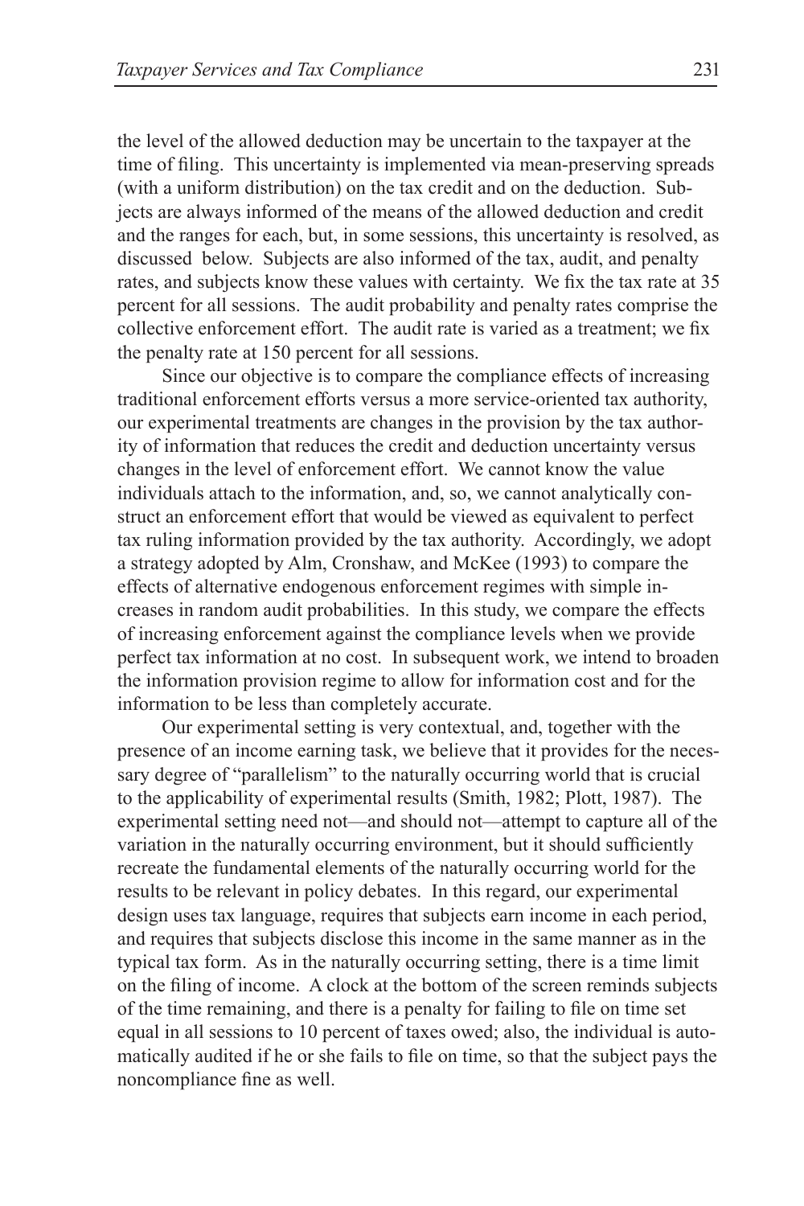the level of the allowed deduction may be uncertain to the taxpayer at the time of filing. This uncertainty is implemented via mean-preserving spreads (with a uniform distribution) on the tax credit and on the deduction. Subjects are always informed of the means of the allowed deduction and credit and the ranges for each, but, in some sessions, this uncertainty is resolved, as discussed below. Subjects are also informed of the tax, audit, and penalty rates, and subjects know these values with certainty. We fix the tax rate at 35 percent for all sessions. The audit probability and penalty rates comprise the collective enforcement effort. The audit rate is varied as a treatment; we fix the penalty rate at 150 percent for all sessions.

Since our objective is to compare the compliance effects of increasing traditional enforcement efforts versus a more service-oriented tax authority, our experimental treatments are changes in the provision by the tax authority of information that reduces the credit and deduction uncertainty versus changes in the level of enforcement effort. We cannot know the value individuals attach to the information, and, so, we cannot analytically construct an enforcement effort that would be viewed as equivalent to perfect tax ruling information provided by the tax authority. Accordingly, we adopt a strategy adopted by Alm, Cronshaw, and McKee (1993) to compare the effects of alternative endogenous enforcement regimes with simple increases in random audit probabilities. In this study, we compare the effects of increasing enforcement against the compliance levels when we provide perfect tax information at no cost. In subsequent work, we intend to broaden the information provision regime to allow for information cost and for the information to be less than completely accurate.

Our experimental setting is very contextual, and, together with the presence of an income earning task, we believe that it provides for the necessary degree of "parallelism" to the naturally occurring world that is crucial to the applicability of experimental results (Smith, 1982; Plott, 1987). The experimental setting need not—and should not—attempt to capture all of the variation in the naturally occurring environment, but it should sufficiently recreate the fundamental elements of the naturally occurring world for the results to be relevant in policy debates. In this regard, our experimental design uses tax language, requires that subjects earn income in each period, and requires that subjects disclose this income in the same manner as in the typical tax form. As in the naturally occurring setting, there is a time limit on the filing of income. A clock at the bottom of the screen reminds subjects of the time remaining, and there is a penalty for failing to file on time set equal in all sessions to 10 percent of taxes owed; also, the individual is automatically audited if he or she fails to file on time, so that the subject pays the noncompliance fine as well.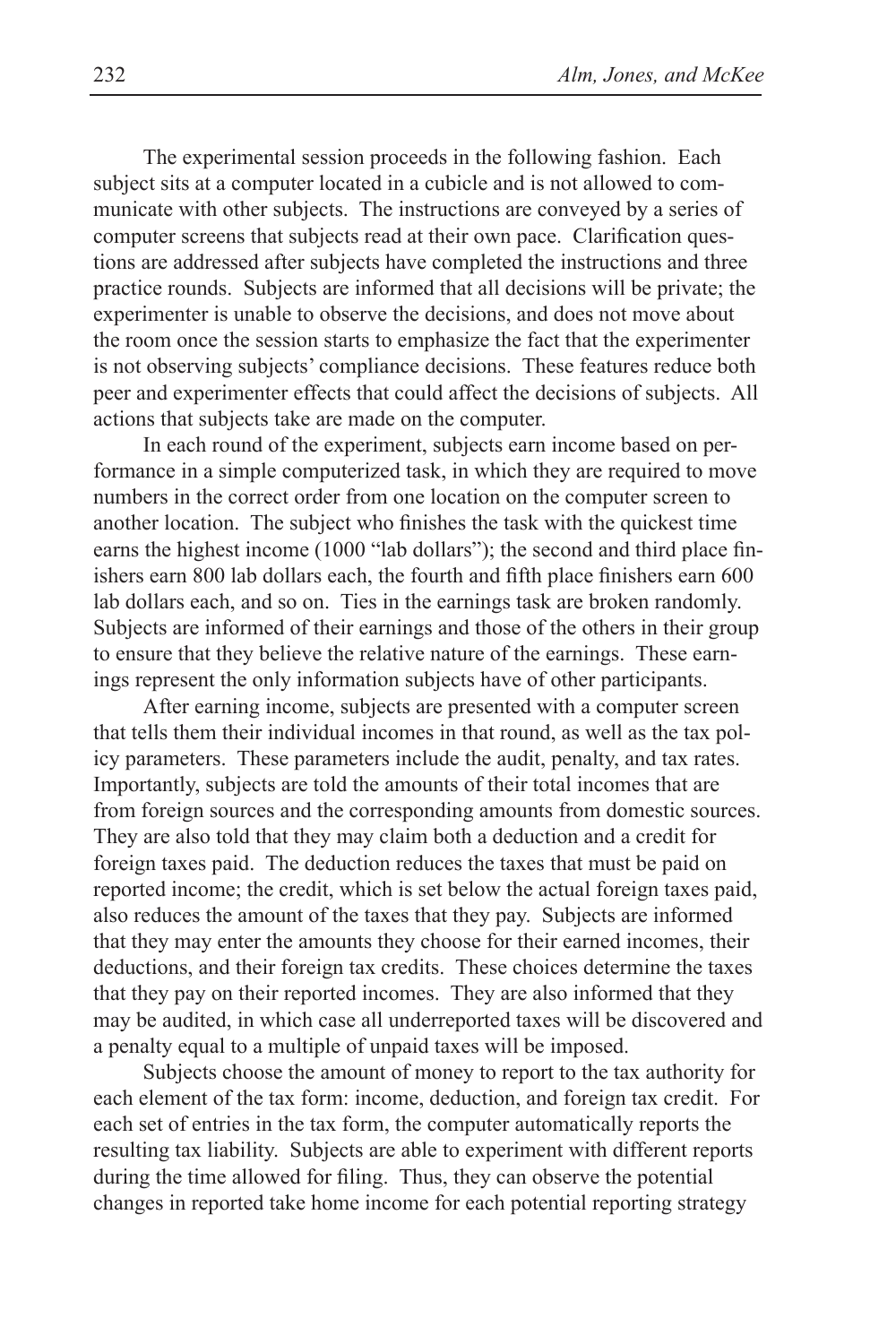The experimental session proceeds in the following fashion. Each subject sits at a computer located in a cubicle and is not allowed to communicate with other subjects. The instructions are conveyed by a series of computer screens that subjects read at their own pace. Clarification questions are addressed after subjects have completed the instructions and three practice rounds. Subjects are informed that all decisions will be private; the experimenter is unable to observe the decisions, and does not move about the room once the session starts to emphasize the fact that the experimenter is not observing subjects' compliance decisions. These features reduce both peer and experimenter effects that could affect the decisions of subjects. All actions that subjects take are made on the computer.

In each round of the experiment, subjects earn income based on performance in a simple computerized task, in which they are required to move numbers in the correct order from one location on the computer screen to another location. The subject who finishes the task with the quickest time earns the highest income (1000 "lab dollars"); the second and third place finishers earn 800 lab dollars each, the fourth and fifth place finishers earn 600 lab dollars each, and so on. Ties in the earnings task are broken randomly. Subjects are informed of their earnings and those of the others in their group to ensure that they believe the relative nature of the earnings. These earnings represent the only information subjects have of other participants.

After earning income, subjects are presented with a computer screen that tells them their individual incomes in that round, as well as the tax policy parameters. These parameters include the audit, penalty, and tax rates. Importantly, subjects are told the amounts of their total incomes that are from foreign sources and the corresponding amounts from domestic sources. They are also told that they may claim both a deduction and a credit for foreign taxes paid. The deduction reduces the taxes that must be paid on reported income; the credit, which is set below the actual foreign taxes paid, also reduces the amount of the taxes that they pay. Subjects are informed that they may enter the amounts they choose for their earned incomes, their deductions, and their foreign tax credits. These choices determine the taxes that they pay on their reported incomes. They are also informed that they may be audited, in which case all underreported taxes will be discovered and a penalty equal to a multiple of unpaid taxes will be imposed.

Subjects choose the amount of money to report to the tax authority for each element of the tax form: income, deduction, and foreign tax credit. For each set of entries in the tax form, the computer automatically reports the resulting tax liability. Subjects are able to experiment with different reports during the time allowed for filing. Thus, they can observe the potential changes in reported take home income for each potential reporting strategy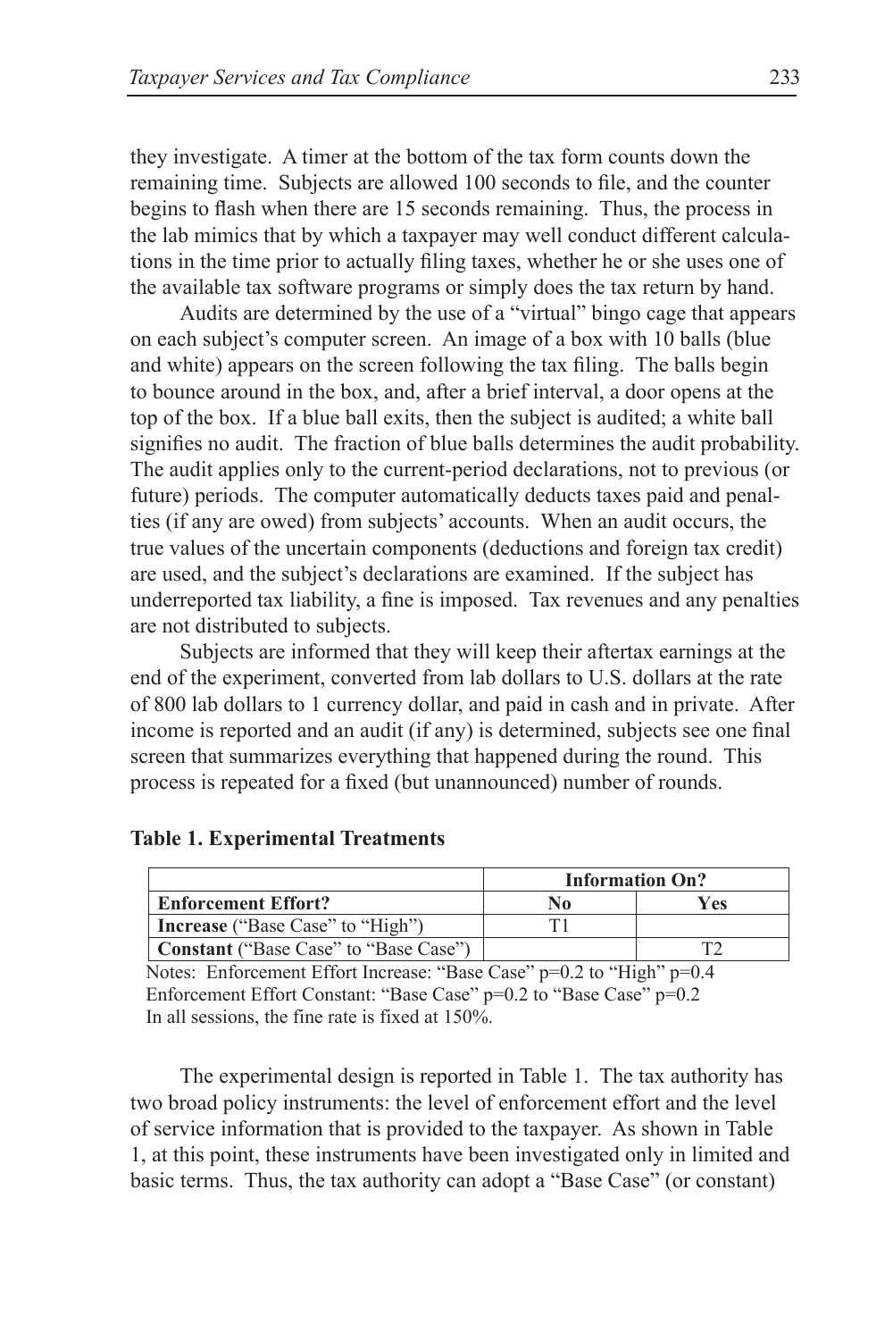they investigate. A timer at the bottom of the tax form counts down the remaining time. Subjects are allowed 100 seconds to file, and the counter begins to flash when there are 15 seconds remaining. Thus, the process in the lab mimics that by which a taxpayer may well conduct different calculations in the time prior to actually filing taxes, whether he or she uses one of the available tax software programs or simply does the tax return by hand.

Audits are determined by the use of a "virtual" bingo cage that appears on each subject's computer screen. An image of a box with 10 balls (blue and white) appears on the screen following the tax filing. The balls begin to bounce around in the box, and, after a brief interval, a door opens at the top of the box. If a blue ball exits, then the subject is audited; a white ball signifies no audit. The fraction of blue balls determines the audit probability. The audit applies only to the current-period declarations, not to previous (or future) periods. The computer automatically deducts taxes paid and penalties (if any are owed) from subjects' accounts. When an audit occurs, the true values of the uncertain components (deductions and foreign tax credit) are used, and the subject's declarations are examined. If the subject has underreported tax liability, a fine is imposed. Tax revenues and any penalties are not distributed to subjects.

Subjects are informed that they will keep their aftertax earnings at the end of the experiment, converted from lab dollars to U.S. dollars at the rate of 800 lab dollars to 1 currency dollar, and paid in cash and in private. After income is reported and an audit (if any) is determined, subjects see one final screen that summarizes everything that happened during the round. This process is repeated for a fixed (but unannounced) number of rounds.

**Table 1. Experimental Treatments**

| | **Information On?** | |
|---|---|---|
| **Enforcement Effort?** | **No** | **Yes** |
| **Increase** ("Base Case" to "High") | T1 | |
| **Constant** ("Base Case" to "Base Case") | | T2 |

Notes: Enforcement Effort Increase: "Base Case" p=0.2 to "High" p=0.4
Enforcement Effort Constant: "Base Case" p=0.2 to "Base Case" p=0.2
In all sessions, the fine rate is fixed at 150%.

The experimental design is reported in Table 1. The tax authority has two broad policy instruments: the level of enforcement effort and the level of service information that is provided to the taxpayer. As shown in Table 1, at this point, these instruments have been investigated only in limited and basic terms. Thus, the tax authority can adopt a "Base Case" (or constant)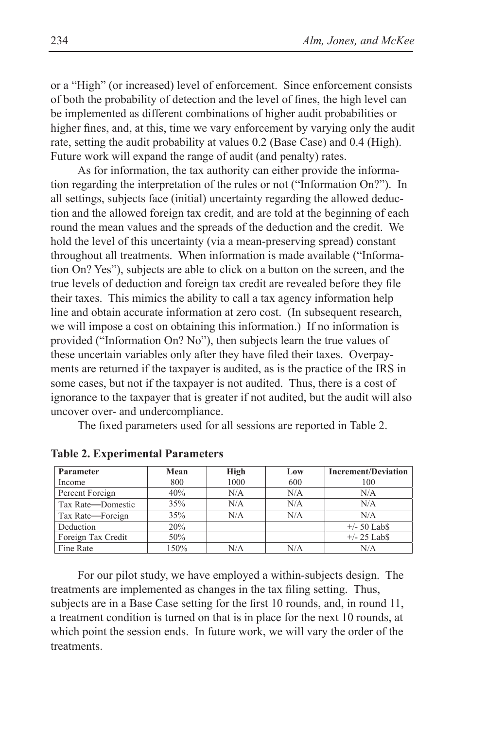or a "High" (or increased) level of enforcement. Since enforcement consists of both the probability of detection and the level of fines, the high level can be implemented as different combinations of higher audit probabilities or higher fines, and, at this, time we vary enforcement by varying only the audit rate, setting the audit probability at values 0.2 (Base Case) and 0.4 (High). Future work will expand the range of audit (and penalty) rates.

As for information, the tax authority can either provide the information regarding the interpretation of the rules or not ("Information On?"). In all settings, subjects face (initial) uncertainty regarding the allowed deduction and the allowed foreign tax credit, and are told at the beginning of each round the mean values and the spreads of the deduction and the credit. We hold the level of this uncertainty (via a mean-preserving spread) constant throughout all treatments. When information is made available ("Information On? Yes"), subjects are able to click on a button on the screen, and the true levels of deduction and foreign tax credit are revealed before they file their taxes. This mimics the ability to call a tax agency information help line and obtain accurate information at zero cost. (In subsequent research, we will impose a cost on obtaining this information.) If no information is provided ("Information On? No"), then subjects learn the true values of these uncertain variables only after they have filed their taxes. Overpayments are returned if the taxpayer is audited, as is the practice of the IRS in some cases, but not if the taxpayer is not audited. Thus, there is a cost of ignorance to the taxpayer that is greater if not audited, but the audit will also uncover over- and undercompliance.

The fixed parameters used for all sessions are reported in Table 2.

**Table 2. Experimental Parameters**

| Parameter | Mean | High | Low | Increment/Deviation |
|---|---|---|---|---|
| Income | 800 | 1000 | 600 | 100 |
| Percent Foreign | 40% | N/A | N/A | N/A |
| Tax Rate—Domestic | 35% | N/A | N/A | N/A |
| Tax Rate—Foreign | 35% | N/A | N/A | N/A |
| Deduction | 20% | | | +/- 50 Lab$ |
| Foreign Tax Credit | 50% | | | +/- 25 Lab$ |
| Fine Rate | 150% | N/A | N/A | N/A |

For our pilot study, we have employed a within-subjects design. The treatments are implemented as changes in the tax filing setting. Thus, subjects are in a Base Case setting for the first 10 rounds, and, in round 11, a treatment condition is turned on that is in place for the next 10 rounds, at which point the session ends. In future work, we will vary the order of the treatments.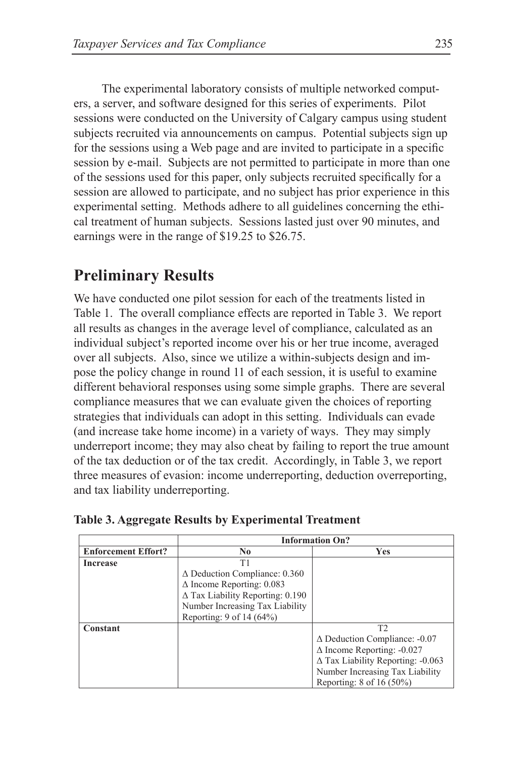The experimental laboratory consists of multiple networked computers, a server, and software designed for this series of experiments. Pilot sessions were conducted on the University of Calgary campus using student subjects recruited via announcements on campus. Potential subjects sign up for the sessions using a Web page and are invited to participate in a specific session by e-mail. Subjects are not permitted to participate in more than one of the sessions used for this paper, only subjects recruited specifically for a session are allowed to participate, and no subject has prior experience in this experimental setting. Methods adhere to all guidelines concerning the ethical treatment of human subjects. Sessions lasted just over 90 minutes, and earnings were in the range of $19.25 to $26.75.

## Preliminary Results

We have conducted one pilot session for each of the treatments listed in Table 1. The overall compliance effects are reported in Table 3. We report all results as changes in the average level of compliance, calculated as an individual subject's reported income over his or her true income, averaged over all subjects. Also, since we utilize a within-subjects design and impose the policy change in round 11 of each session, it is useful to examine different behavioral responses using some simple graphs. There are several compliance measures that we can evaluate given the choices of reporting strategies that individuals can adopt in this setting. Individuals can evade (and increase take home income) in a variety of ways. They may simply underreport income; they may also cheat by failing to report the true amount of the tax deduction or of the tax credit. Accordingly, in Table 3, we report three measures of evasion: income underreporting, deduction overreporting, and tax liability underreporting.

**Table 3. Aggregate Results by Experimental Treatment**

| | **Information On?** | |
|---|---|---|
| **Enforcement Effort?** | **No** | **Yes** |
| **Increase** | T1<br>Δ Deduction Compliance: 0.360<br>Δ Income Reporting: 0.083<br>Δ Tax Liability Reporting: 0.190<br>Number Increasing Tax Liability Reporting: 9 of 14 (64%) | |
| **Constant** | | T2<br>Δ Deduction Compliance: -0.07<br>Δ Income Reporting: -0.027<br>Δ Tax Liability Reporting: -0.063<br>Number Increasing Tax Liability Reporting: 8 of 16 (50%) |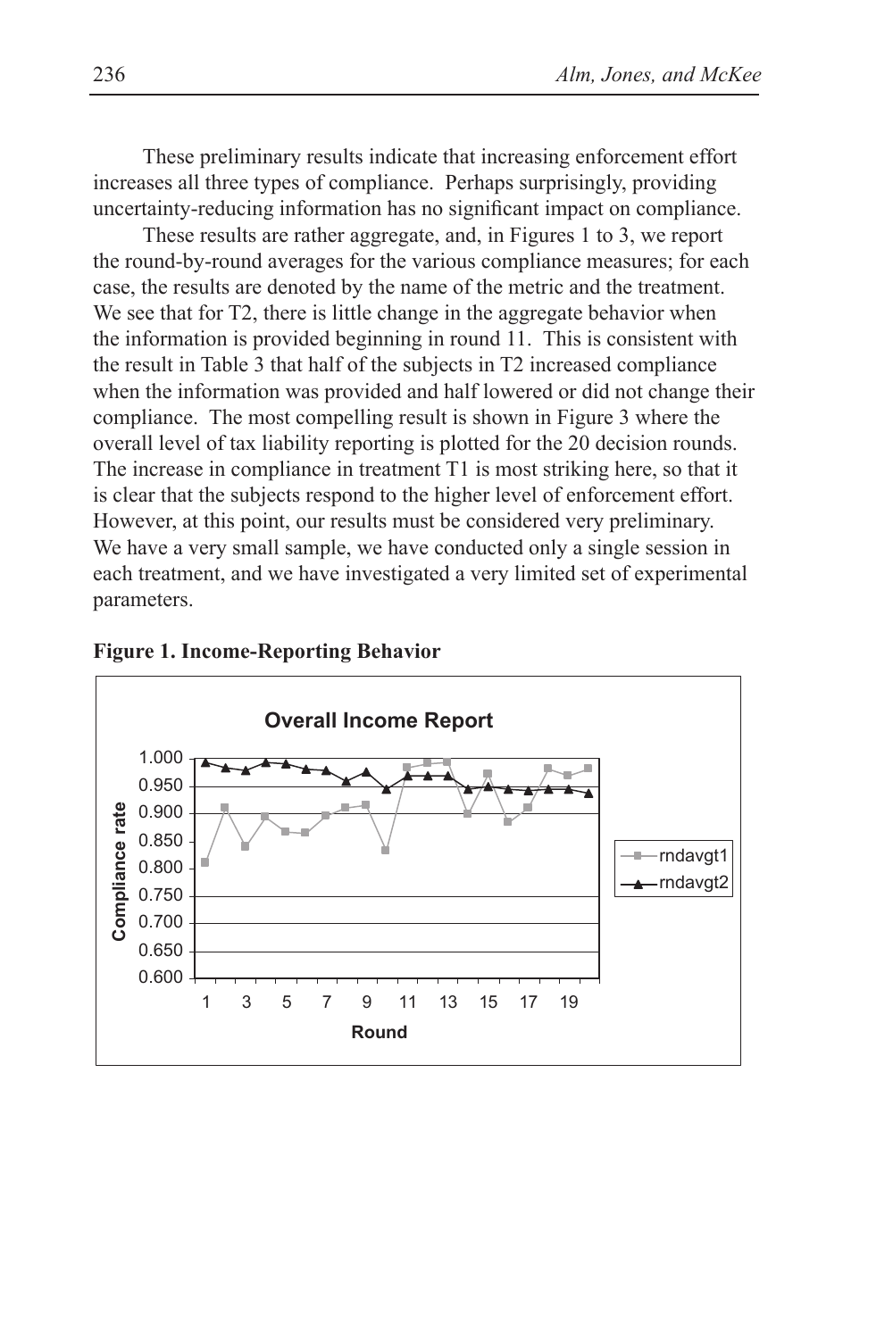These preliminary results indicate that increasing enforcement effort increases all three types of compliance. Perhaps surprisingly, providing uncertainty-reducing information has no significant impact on compliance.

These results are rather aggregate, and, in Figures 1 to 3, we report the round-by-round averages for the various compliance measures; for each case, the results are denoted by the name of the metric and the treatment. We see that for T2, there is little change in the aggregate behavior when the information is provided beginning in round 11. This is consistent with the result in Table 3 that half of the subjects in T2 increased compliance when the information was provided and half lowered or did not change their compliance. The most compelling result is shown in Figure 3 where the overall level of tax liability reporting is plotted for the 20 decision rounds. The increase in compliance in treatment T1 is most striking here, so that it is clear that the subjects respond to the higher level of enforcement effort. However, at this point, our results must be considered very preliminary. We have a very small sample, we have conducted only a single session in each treatment, and we have investigated a very limited set of experimental parameters.

**Figure 1. Income-Reporting Behavior**

**Overall Income Report**

(Chart: Compliance rate (0.600–1.000) by Round (1–20); series: rndavgt1, rndavgt2)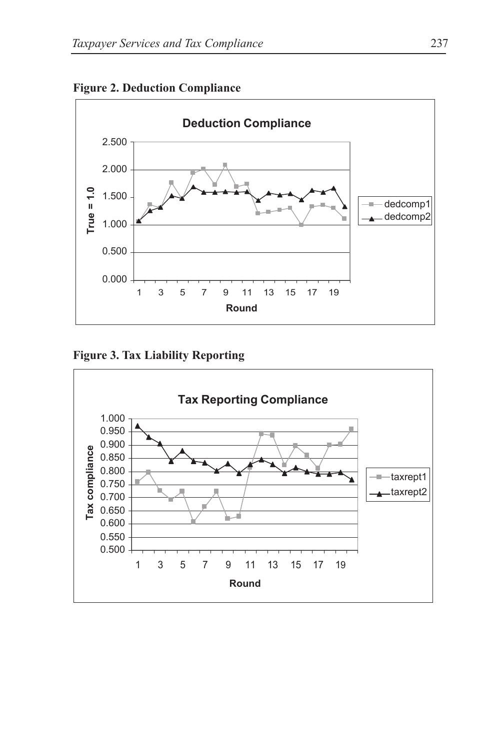**Figure 2. Deduction Compliance**

**Figure 3. Tax Liability Reporting**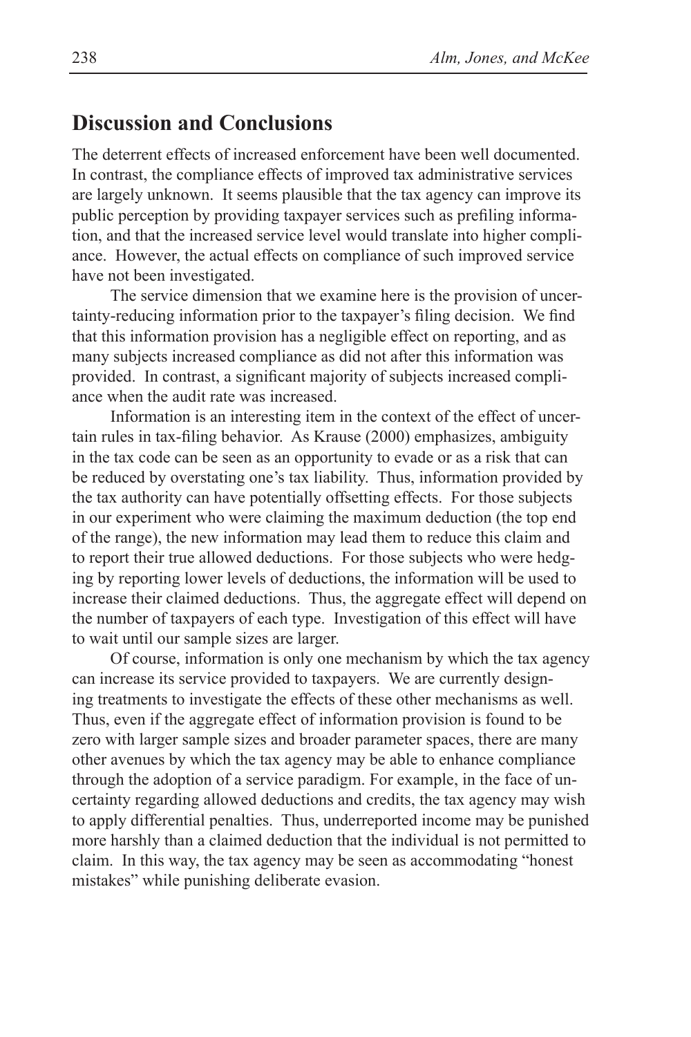## Discussion and Conclusions

The deterrent effects of increased enforcement have been well documented. In contrast, the compliance effects of improved tax administrative services are largely unknown. It seems plausible that the tax agency can improve its public perception by providing taxpayer services such as prefiling information, and that the increased service level would translate into higher compliance. However, the actual effects on compliance of such improved service have not been investigated.

The service dimension that we examine here is the provision of uncertainty-reducing information prior to the taxpayer's filing decision. We find that this information provision has a negligible effect on reporting, and as many subjects increased compliance as did not after this information was provided. In contrast, a significant majority of subjects increased compliance when the audit rate was increased.

Information is an interesting item in the context of the effect of uncertain rules in tax-filing behavior. As Krause (2000) emphasizes, ambiguity in the tax code can be seen as an opportunity to evade or as a risk that can be reduced by overstating one's tax liability. Thus, information provided by the tax authority can have potentially offsetting effects. For those subjects in our experiment who were claiming the maximum deduction (the top end of the range), the new information may lead them to reduce this claim and to report their true allowed deductions. For those subjects who were hedging by reporting lower levels of deductions, the information will be used to increase their claimed deductions. Thus, the aggregate effect will depend on the number of taxpayers of each type. Investigation of this effect will have to wait until our sample sizes are larger.

Of course, information is only one mechanism by which the tax agency can increase its service provided to taxpayers. We are currently designing treatments to investigate the effects of these other mechanisms as well. Thus, even if the aggregate effect of information provision is found to be zero with larger sample sizes and broader parameter spaces, there are many other avenues by which the tax agency may be able to enhance compliance through the adoption of a service paradigm. For example, in the face of uncertainty regarding allowed deductions and credits, the tax agency may wish to apply differential penalties. Thus, underreported income may be punished more harshly than a claimed deduction that the individual is not permitted to claim. In this way, the tax agency may be seen as accommodating "honest mistakes" while punishing deliberate evasion.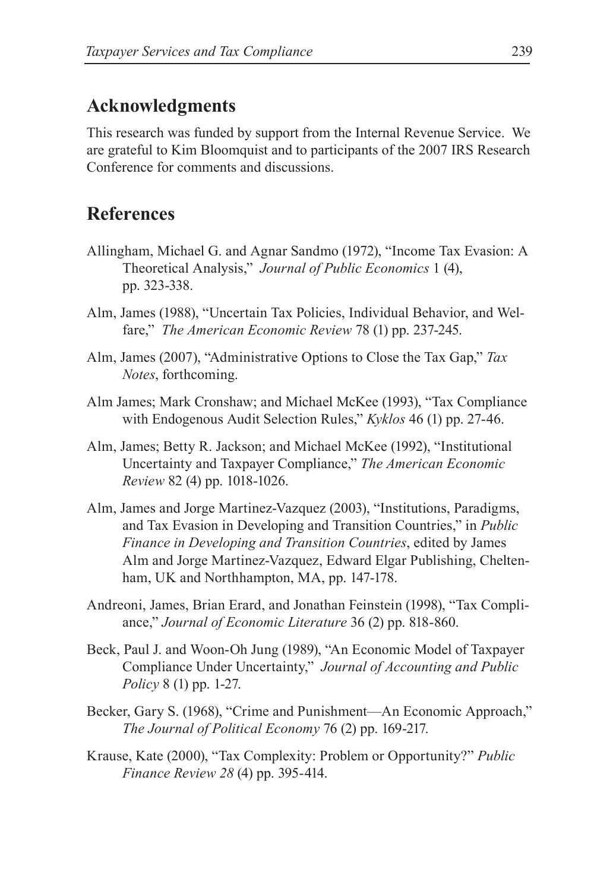## Acknowledgments

This research was funded by support from the Internal Revenue Service. We are grateful to Kim Bloomquist and to participants of the 2007 IRS Research Conference for comments and discussions.

## References

Allingham, Michael G. and Agnar Sandmo (1972), "Income Tax Evasion: A Theoretical Analysis," *Journal of Public Economics* 1 (4), pp. 323-338.

Alm, James (1988), "Uncertain Tax Policies, Individual Behavior, and Welfare," *The American Economic Review* 78 (1) pp. 237-245.

Alm, James (2007), "Administrative Options to Close the Tax Gap," *Tax Notes*, forthcoming.

Alm James; Mark Cronshaw; and Michael McKee (1993), "Tax Compliance with Endogenous Audit Selection Rules," *Kyklos* 46 (1) pp. 27-46.

Alm, James; Betty R. Jackson; and Michael McKee (1992), "Institutional Uncertainty and Taxpayer Compliance," *The American Economic Review* 82 (4) pp. 1018-1026.

Alm, James and Jorge Martinez-Vazquez (2003), "Institutions, Paradigms, and Tax Evasion in Developing and Transition Countries," in *Public Finance in Developing and Transition Countries*, edited by James Alm and Jorge Martinez-Vazquez, Edward Elgar Publishing, Cheltenham, UK and Northhampton, MA, pp. 147-178.

Andreoni, James, Brian Erard, and Jonathan Feinstein (1998), "Tax Compliance," *Journal of Economic Literature* 36 (2) pp. 818-860.

Beck, Paul J. and Woon-Oh Jung (1989), "An Economic Model of Taxpayer Compliance Under Uncertainty," *Journal of Accounting and Public Policy* 8 (1) pp. 1-27.

Becker, Gary S. (1968), "Crime and Punishment—An Economic Approach," *The Journal of Political Economy* 76 (2) pp. 169-217.

Krause, Kate (2000), "Tax Complexity: Problem or Opportunity?" *Public Finance Review 28* (4) pp. 395-414.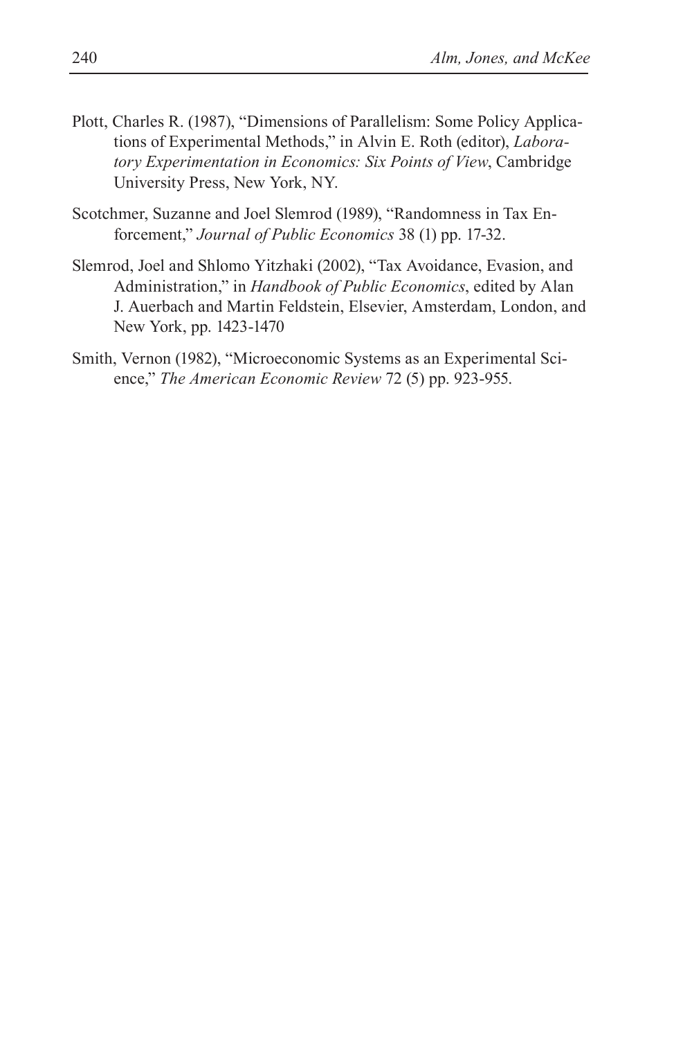Plott, Charles R. (1987), "Dimensions of Parallelism: Some Policy Applications of Experimental Methods," in Alvin E. Roth (editor), *Laboratory Experimentation in Economics: Six Points of View*, Cambridge University Press, New York, NY.

Scotchmer, Suzanne and Joel Slemrod (1989), "Randomness in Tax Enforcement," *Journal of Public Economics* 38 (1) pp. 17-32.

Slemrod, Joel and Shlomo Yitzhaki (2002), "Tax Avoidance, Evasion, and Administration," in *Handbook of Public Economics*, edited by Alan J. Auerbach and Martin Feldstein, Elsevier, Amsterdam, London, and New York, pp. 1423-1470

Smith, Vernon (1982), "Microeconomic Systems as an Experimental Science," *The American Economic Review* 72 (5) pp. 923-955.